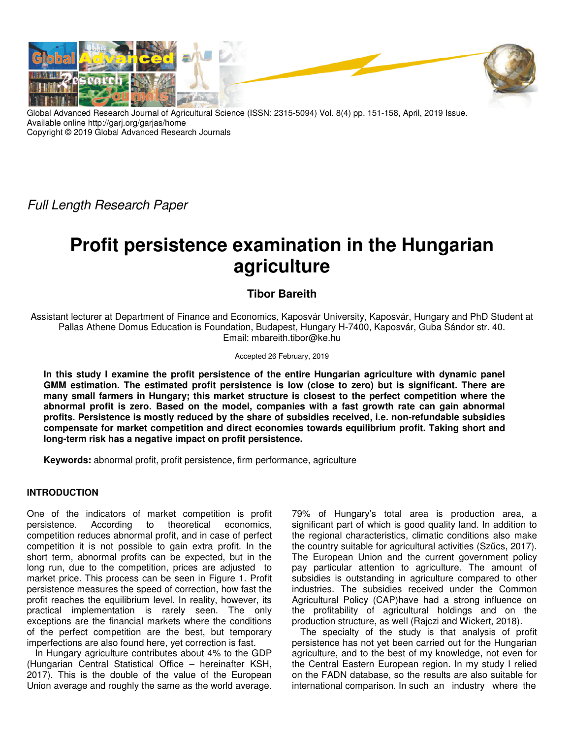Global Advanced Research Journal of Agricultural Science (ISSN: 2315-5094) Vol. 8(4) pp. 151-158, April, 2019 Issue.
Available online http://garj.org/garjas/home
Copyright © 2019 Global Advanced Research Journals

*Full Length Research Paper*

# Profit persistence examination in the Hungarian agriculture

**Tibor Bareith**

Assistant lecturer at Department of Finance and Economics, Kaposvár University, Kaposvár, Hungary and PhD Student at Pallas Athene Domus Education is Foundation, Budapest, Hungary H-7400, Kaposvár, Guba Sándor str. 40.
Email: mbareith.tibor@ke.hu

Accepted 26 February, 2019

**In this study I examine the profit persistence of the entire Hungarian agriculture with dynamic panel GMM estimation. The estimated profit persistence is low (close to zero) but is significant. There are many small farmers in Hungary; this market structure is closest to the perfect competition where the abnormal profit is zero. Based on the model, companies with a fast growth rate can gain abnormal profits. Persistence is mostly reduced by the share of subsidies received, i.e. non-refundable subsidies compensate for market competition and direct economies towards equilibrium profit. Taking short and long-term risk has a negative impact on profit persistence.**

**Keywords:** abnormal profit, profit persistence, firm performance, agriculture

## INTRODUCTION

One of the indicators of market competition is profit persistence. According to theoretical economics, competition reduces abnormal profit, and in case of perfect competition it is not possible to gain extra profit. In the short term, abnormal profits can be expected, but in the long run, due to the competition, prices are adjusted to market price. This process can be seen in Figure 1. Profit persistence measures the speed of correction, how fast the profit reaches the equilibrium level. In reality, however, its practical implementation is rarely seen. The only exceptions are the financial markets where the conditions of the perfect competition are the best, but temporary imperfections are also found here, yet correction is fast.

In Hungary agriculture contributes about 4% to the GDP (Hungarian Central Statistical Office – hereinafter KSH, 2017). This is the double of the value of the European Union average and roughly the same as the world average. 79% of Hungary's total area is production area, a significant part of which is good quality land. In addition to the regional characteristics, climatic conditions also make the country suitable for agricultural activities (Szűcs, 2017). The European Union and the current government policy pay particular attention to agriculture. The amount of subsidies is outstanding in agriculture compared to other industries. The subsidies received under the Common Agricultural Policy (CAP)have had a strong influence on the profitability of agricultural holdings and on the production structure, as well (Rajczi and Wickert, 2018).

The specialty of the study is that analysis of profit persistence has not yet been carried out for the Hungarian agriculture, and to the best of my knowledge, not even for the Central Eastern European region. In my study I relied on the FADN database, so the results are also suitable for international comparison. In such an industry where the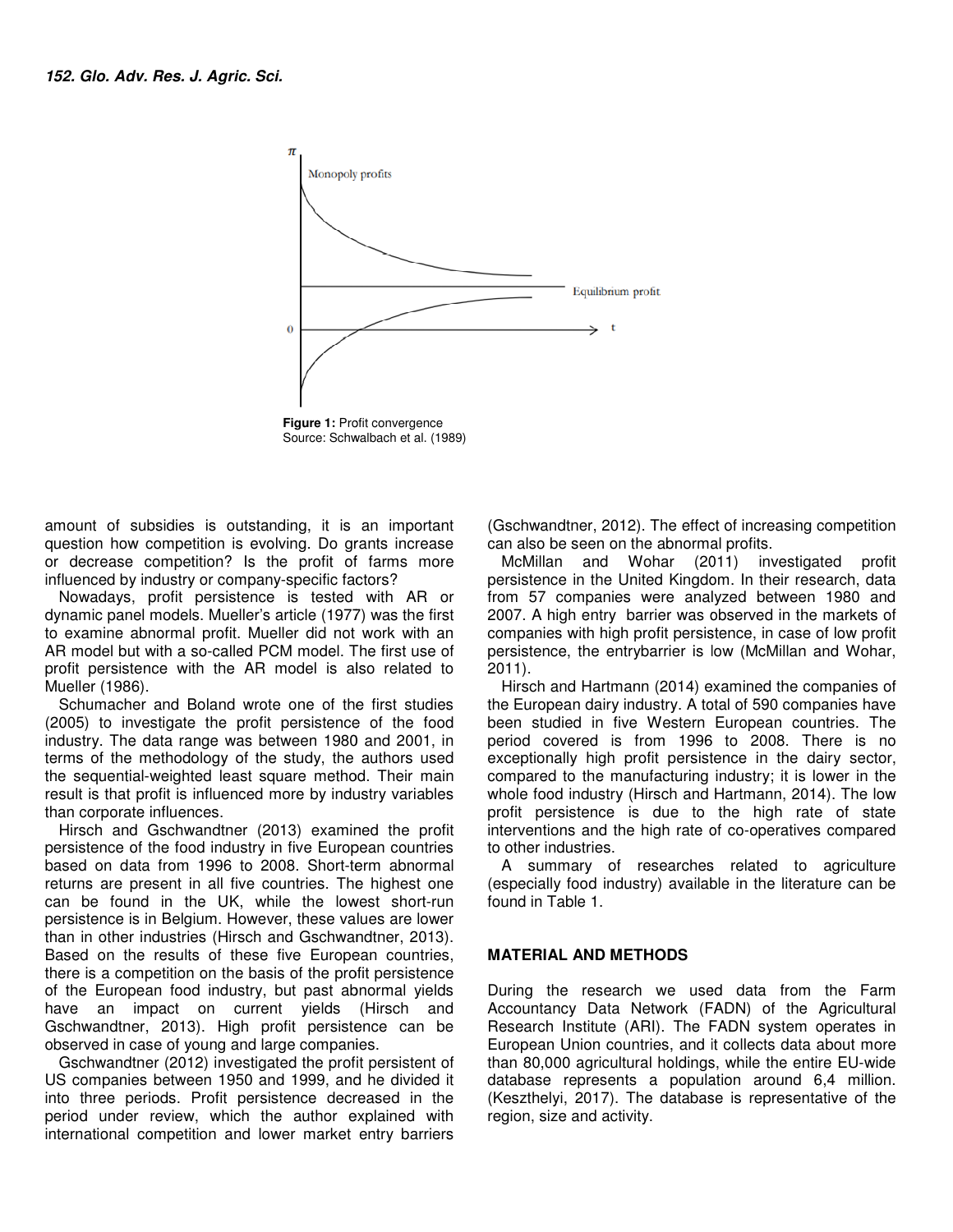Figure 1: Profit convergence
Source: Schwalbach et al. (1989)

amount of subsidies is outstanding, it is an important question how competition is evolving. Do grants increase or decrease competition? Is the profit of farms more influenced by industry or company-specific factors?

Nowadays, profit persistence is tested with AR or dynamic panel models. Mueller's article (1977) was the first to examine abnormal profit. Mueller did not work with an AR model but with a so-called PCM model. The first use of profit persistence with the AR model is also related to Mueller (1986).

Schumacher and Boland wrote one of the first studies (2005) to investigate the profit persistence of the food industry. The data range was between 1980 and 2001, in terms of the methodology of the study, the authors used the sequential-weighted least square method. Their main result is that profit is influenced more by industry variables than corporate influences.

Hirsch and Gschwandtner (2013) examined the profit persistence of the food industry in five European countries based on data from 1996 to 2008. Short-term abnormal returns are present in all five countries. The highest one can be found in the UK, while the lowest short-run persistence is in Belgium. However, these values are lower than in other industries (Hirsch and Gschwandtner, 2013). Based on the results of these five European countries, there is a competition on the basis of the profit persistence of the European food industry, but past abnormal yields have an impact on current yields (Hirsch and Gschwandtner, 2013). High profit persistence can be observed in case of young and large companies.

Gschwandtner (2012) investigated the profit persistent of US companies between 1950 and 1999, and he divided it into three periods. Profit persistence decreased in the period under review, which the author explained with international competition and lower market entry barriers (Gschwandtner, 2012). The effect of increasing competition can also be seen on the abnormal profits.

McMillan and Wohar (2011) investigated profit persistence in the United Kingdom. In their research, data from 57 companies were analyzed between 1980 and 2007. A high entry barrier was observed in the markets of companies with high profit persistence, in case of low profit persistence, the entrybarrier is low (McMillan and Wohar, 2011).

Hirsch and Hartmann (2014) examined the companies of the European dairy industry. A total of 590 companies have been studied in five Western European countries. The period covered is from 1996 to 2008. There is no exceptionally high profit persistence in the dairy sector, compared to the manufacturing industry; it is lower in the whole food industry (Hirsch and Hartmann, 2014). The low profit persistence is due to the high rate of state interventions and the high rate of co-operatives compared to other industries.

A summary of researches related to agriculture (especially food industry) available in the literature can be found in Table 1.

## MATERIAL AND METHODS

During the research we used data from the Farm Accountancy Data Network (FADN) of the Agricultural Research Institute (ARI). The FADN system operates in European Union countries, and it collects data about more than 80,000 agricultural holdings, while the entire EU-wide database represents a population around 6,4 million. (Keszthelyi, 2017). The database is representative of the region, size and activity.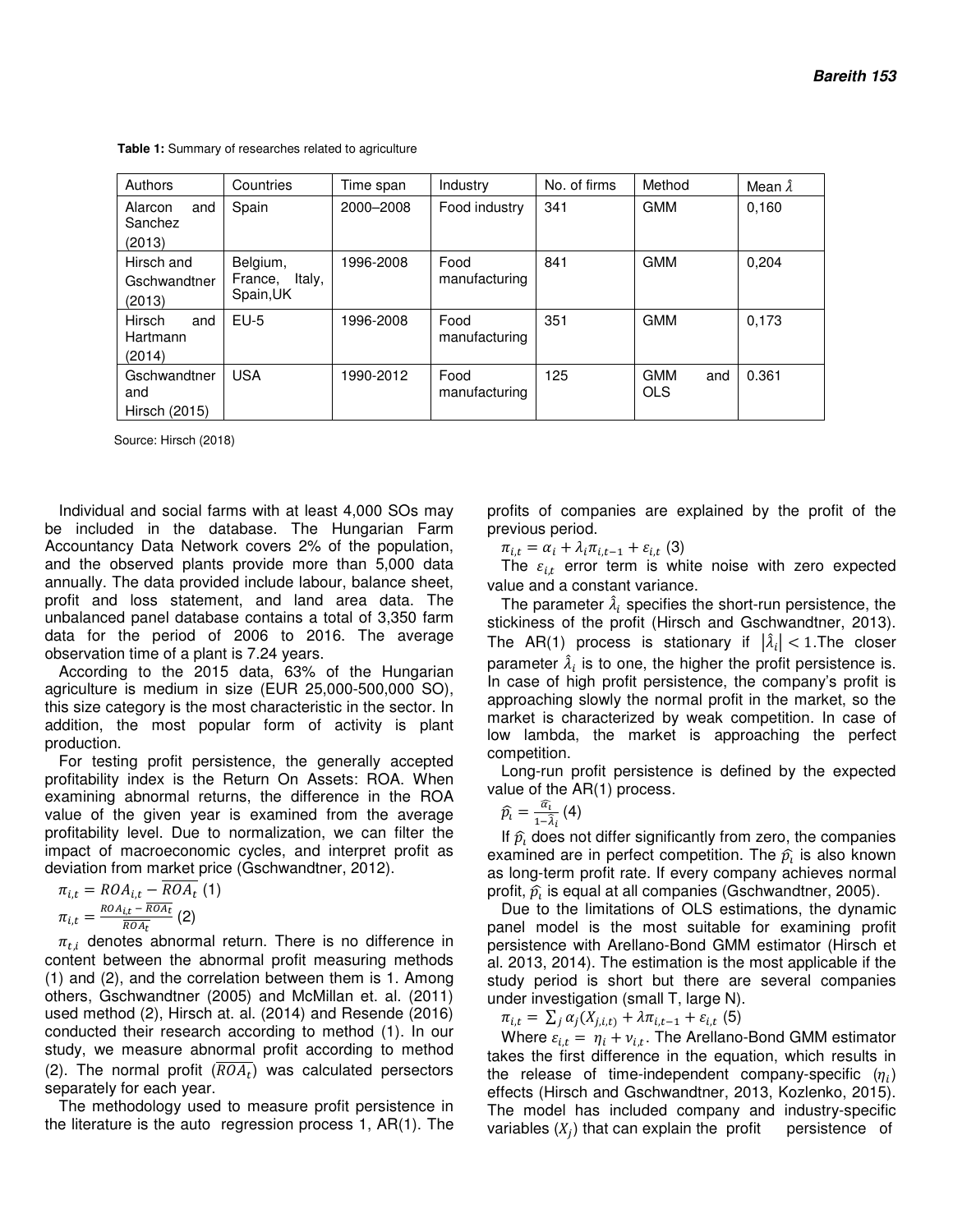**Table 1:** Summary of researches related to agriculture

| Authors | Countries | Time span | Industry | No. of firms | Method | Mean $\hat{\lambda}$ |
|---|---|---|---|---|---|---|
| Alarcon and Sanchez (2013) | Spain | 2000–2008 | Food industry | 341 | GMM | 0,160 |
| Hirsch and Gschwandtner (2013) | Belgium, France, Italy, Spain,UK | 1996-2008 | Food manufacturing | 841 | GMM | 0,204 |
| Hirsch and Hartmann (2014) | EU-5 | 1996-2008 | Food manufacturing | 351 | GMM | 0,173 |
| Gschwandtner and Hirsch (2015) | USA | 1990-2012 | Food manufacturing | 125 | GMM and OLS | 0.361 |

Source: Hirsch (2018)

Individual and social farms with at least 4,000 SOs may be included in the database. The Hungarian Farm Accountancy Data Network covers 2% of the population, and the observed plants provide more than 5,000 data annually. The data provided include labour, balance sheet, profit and loss statement, and land area data. The unbalanced panel database contains a total of 3,350 farm data for the period of 2006 to 2016. The average observation time of a plant is 7.24 years.

According to the 2015 data, 63% of the Hungarian agriculture is medium in size (EUR 25,000-500,000 SO), this size category is the most characteristic in the sector. In addition, the most popular form of activity is plant production.

For testing profit persistence, the generally accepted profitability index is the Return On Assets: ROA. When examining abnormal returns, the difference in the ROA value of the given year is examined from the average profitability level. Due to normalization, we can filter the impact of macroeconomic cycles, and interpret profit as deviation from market price (Gschwandtner, 2012).

$$\pi_{i,t} = ROA_{i,t} - \overline{ROA_t} \quad (1)$$

$$\pi_{i,t} = \frac{ROA_{i,t} - \overline{ROA_t}}{\overline{ROA_t}} \quad (2)$$

$\pi_{t,i}$ denotes abnormal return. There is no difference in content between the abnormal profit measuring methods (1) and (2), and the correlation between them is 1. Among others, Gschwandtner (2005) and McMillan et. al. (2011) used method (2), Hirsch at. al. (2014) and Resende (2016) conducted their research according to method (1). In our study, we measure abnormal profit according to method (2). The normal profit ($\overline{ROA_t}$) was calculated persectors separately for each year.

The methodology used to measure profit persistence in the literature is the auto regression process 1, AR(1). The profits of companies are explained by the profit of the previous period.

$$\pi_{i,t} = \alpha_i + \lambda_i \pi_{i,t-1} + \varepsilon_{i,t} \quad (3)$$

The $\varepsilon_{i,t}$ error term is white noise with zero expected value and a constant variance.

The parameter $\hat{\lambda}_i$ specifies the short-run persistence, the stickiness of the profit (Hirsch and Gschwandtner, 2013). The AR(1) process is stationary if $|\hat{\lambda}_i| < 1$.The closer parameter $\hat{\lambda}_i$ is to one, the higher the profit persistence is. In case of high profit persistence, the company's profit is approaching slowly the normal profit in the market, so the market is characterized by weak competition. In case of low lambda, the market is approaching the perfect competition.

Long-run profit persistence is defined by the expected value of the AR(1) process.

$$\widehat{p_i} = \frac{\widehat{\alpha_i}}{1-\hat{\lambda}_i} \quad (4)$$

If $\widehat{p_i}$ does not differ significantly from zero, the companies examined are in perfect competition. The $\widehat{p_i}$ is also known as long-term profit rate. If every company achieves normal profit, $\widehat{p_i}$ is equal at all companies (Gschwandtner, 2005).

Due to the limitations of OLS estimations, the dynamic panel model is the most suitable for examining profit persistence with Arellano-Bond GMM estimator (Hirsch et al. 2013, 2014). The estimation is the most applicable if the study period is short but there are several companies under investigation (small T, large N).

$$\pi_{i,t} = \sum_j \alpha_j (X_{j,i,t}) + \lambda \pi_{i,t-1} + \varepsilon_{i,t} \quad (5)$$

Where $\varepsilon_{i,t} = \eta_i + \nu_{i,t}$. The Arellano-Bond GMM estimator takes the first difference in the equation, which results in the release of time-independent company-specific ($\eta_i$) effects (Hirsch and Gschwandtner, 2013, Kozlenko, 2015). The model has included company and industry-specific variables ($X_j$) that can explain the profit persistence of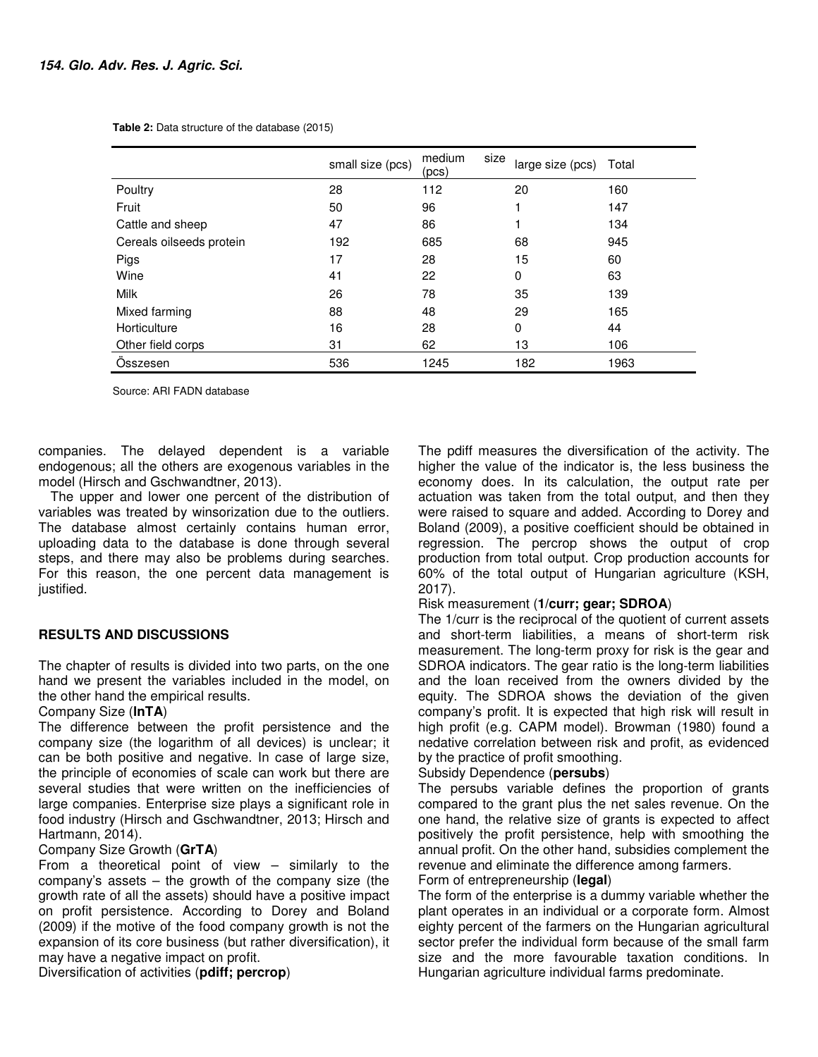**Table 2:** Data structure of the database (2015)

| | small size (pcs) | medium size (pcs) | large size (pcs) | Total |
|---|---|---|---|---|
| Poultry | 28 | 112 | 20 | 160 |
| Fruit | 50 | 96 | 1 | 147 |
| Cattle and sheep | 47 | 86 | 1 | 134 |
| Cereals oilseeds protein | 192 | 685 | 68 | 945 |
| Pigs | 17 | 28 | 15 | 60 |
| Wine | 41 | 22 | 0 | 63 |
| Milk | 26 | 78 | 35 | 139 |
| Mixed farming | 88 | 48 | 29 | 165 |
| Horticulture | 16 | 28 | 0 | 44 |
| Other field corps | 31 | 62 | 13 | 106 |
| Összesen | 536 | 1245 | 182 | 1963 |

Source: ARI FADN database

companies. The delayed dependent is a variable endogenous; all the others are exogenous variables in the model (Hirsch and Gschwandtner, 2013).

The upper and lower one percent of the distribution of variables was treated by winsorization due to the outliers. The database almost certainly contains human error, uploading data to the database is done through several steps, and there may also be problems during searches. For this reason, the one percent data management is justified.

## RESULTS AND DISCUSSIONS

The chapter of results is divided into two parts, on the one hand we present the variables included in the model, on the other hand the empirical results.

Company Size (**lnTA**)

The difference between the profit persistence and the company size (the logarithm of all devices) is unclear; it can be both positive and negative. In case of large size, the principle of economies of scale can work but there are several studies that were written on the inefficiencies of large companies. Enterprise size plays a significant role in food industry (Hirsch and Gschwandtner, 2013; Hirsch and Hartmann, 2014).

Company Size Growth (**GrTA**)

From a theoretical point of view – similarly to the company's assets – the growth of the company size (the growth rate of all the assets) should have a positive impact on profit persistence. According to Dorey and Boland (2009) if the motive of the food company growth is not the expansion of its core business (but rather diversification), it may have a negative impact on profit.

Diversification of activities (**pdiff; percrop**)

The pdiff measures the diversification of the activity. The higher the value of the indicator is, the less business the economy does. In its calculation, the output rate per actuation was taken from the total output, and then they were raised to square and added. According to Dorey and Boland (2009), a positive coefficient should be obtained in regression. The percrop shows the output of crop production from total output. Crop production accounts for 60% of the total output of Hungarian agriculture (KSH, 2017).

Risk measurement (**1/curr; gear; SDROA**)

The 1/curr is the reciprocal of the quotient of current assets and short-term liabilities, a means of short-term risk measurement. The long-term proxy for risk is the gear and SDROA indicators. The gear ratio is the long-term liabilities and the loan received from the owners divided by the equity. The SDROA shows the deviation of the given company's profit. It is expected that high risk will result in high profit (e.g. CAPM model). Browman (1980) found a nedative correlation between risk and profit, as evidenced by the practice of profit smoothing.

Subsidy Dependence (**persubs**)

The persubs variable defines the proportion of grants compared to the grant plus the net sales revenue. On the one hand, the relative size of grants is expected to affect positively the profit persistence, help with smoothing the annual profit. On the other hand, subsidies complement the revenue and eliminate the difference among farmers.

Form of entrepreneurship (**legal**)

The form of the enterprise is a dummy variable whether the plant operates in an individual or a corporate form. Almost eighty percent of the farmers on the Hungarian agricultural sector prefer the individual form because of the small farm size and the more favourable taxation conditions. In Hungarian agriculture individual farms predominate.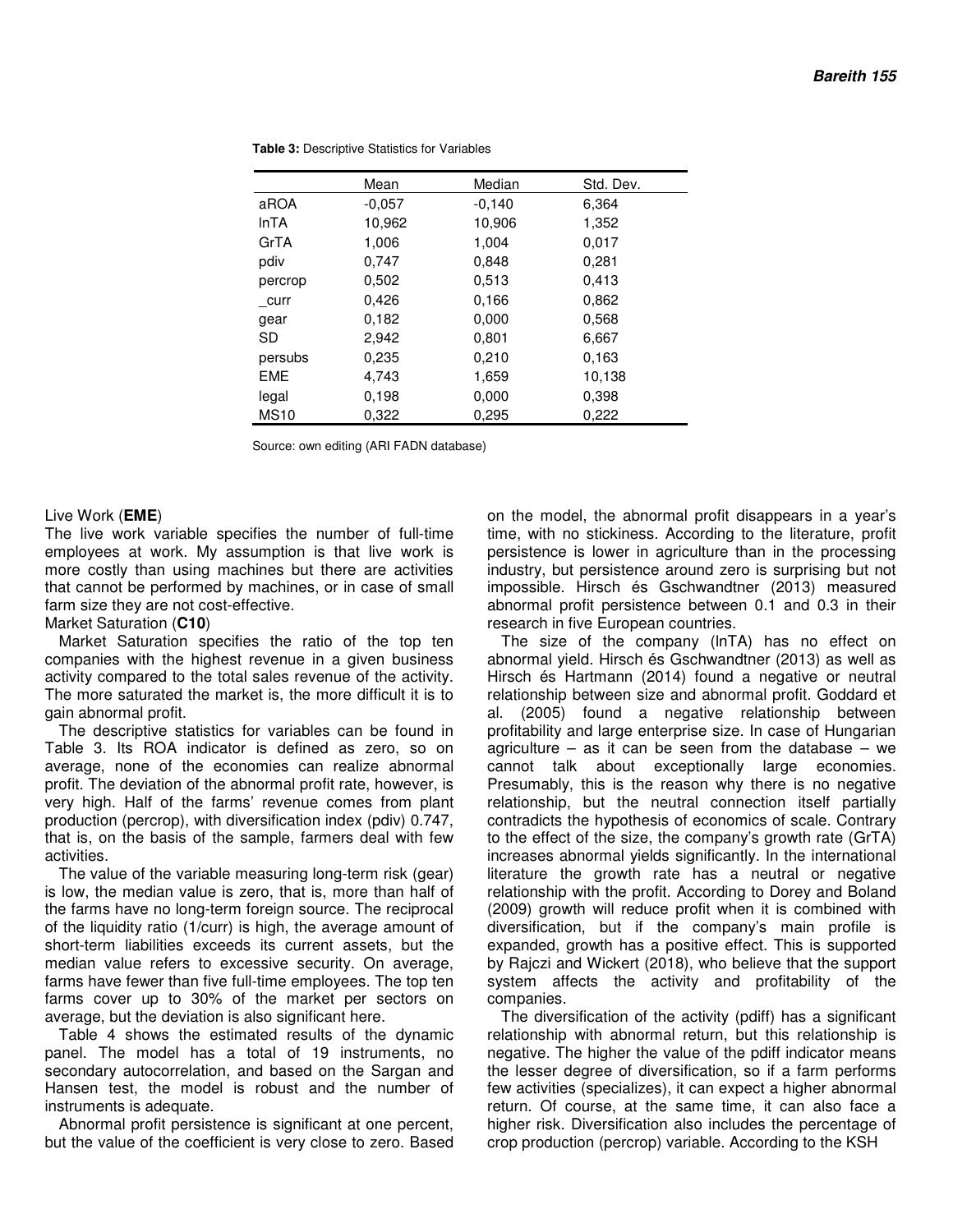**Table 3:** Descriptive Statistics for Variables

| | Mean | Median | Std. Dev. |
|---|---|---|---|
| aROA | -0,057 | -0,140 | 6,364 |
| lnTA | 10,962 | 10,906 | 1,352 |
| GrTA | 1,006 | 1,004 | 0,017 |
| pdiv | 0,747 | 0,848 | 0,281 |
| percrop | 0,502 | 0,513 | 0,413 |
| _curr | 0,426 | 0,166 | 0,862 |
| gear | 0,182 | 0,000 | 0,568 |
| SD | 2,942 | 0,801 | 6,667 |
| persubs | 0,235 | 0,210 | 0,163 |
| EME | 4,743 | 1,659 | 10,138 |
| legal | 0,198 | 0,000 | 0,398 |
| MS10 | 0,322 | 0,295 | 0,222 |

Source: own editing (ARI FADN database)

Live Work (**EME**)

The live work variable specifies the number of full-time employees at work. My assumption is that live work is more costly than using machines but there are activities that cannot be performed by machines, or in case of small farm size they are not cost-effective.

Market Saturation (**C10**)

Market Saturation specifies the ratio of the top ten companies with the highest revenue in a given business activity compared to the total sales revenue of the activity. The more saturated the market is, the more difficult it is to gain abnormal profit.

The descriptive statistics for variables can be found in Table 3. Its ROA indicator is defined as zero, so on average, none of the economies can realize abnormal profit. The deviation of the abnormal profit rate, however, is very high. Half of the farms' revenue comes from plant production (percrop), with diversification index (pdiv) 0.747, that is, on the basis of the sample, farmers deal with few activities.

The value of the variable measuring long-term risk (gear) is low, the median value is zero, that is, more than half of the farms have no long-term foreign source. The reciprocal of the liquidity ratio (1/curr) is high, the average amount of short-term liabilities exceeds its current assets, but the median value refers to excessive security. On average, farms have fewer than five full-time employees. The top ten farms cover up to 30% of the market per sectors on average, but the deviation is also significant here.

Table 4 shows the estimated results of the dynamic panel. The model has a total of 19 instruments, no secondary autocorrelation, and based on the Sargan and Hansen test, the model is robust and the number of instruments is adequate.

Abnormal profit persistence is significant at one percent, but the value of the coefficient is very close to zero. Based on the model, the abnormal profit disappears in a year's time, with no stickiness. According to the literature, profit persistence is lower in agriculture than in the processing industry, but persistence around zero is surprising but not impossible. Hirsch és Gschwandtner (2013) measured abnormal profit persistence between 0.1 and 0.3 in their research in five European countries.

The size of the company (lnTA) has no effect on abnormal yield. Hirsch és Gschwandtner (2013) as well as Hirsch és Hartmann (2014) found a negative or neutral relationship between size and abnormal profit. Goddard et al. (2005) found a negative relationship between profitability and large enterprise size. In case of Hungarian agriculture – as it can be seen from the database – we cannot talk about exceptionally large economies. Presumably, this is the reason why there is no negative relationship, but the neutral connection itself partially contradicts the hypothesis of economics of scale. Contrary to the effect of the size, the company's growth rate (GrTA) increases abnormal yields significantly. In the international literature the growth rate has a neutral or negative relationship with the profit. According to Dorey and Boland (2009) growth will reduce profit when it is combined with diversification, but if the company's main profile is expanded, growth has a positive effect. This is supported by Rajczi and Wickert (2018), who believe that the support system affects the activity and profitability of the companies.

The diversification of the activity (pdiff) has a significant relationship with abnormal return, but this relationship is negative. The higher the value of the pdiff indicator means the lesser degree of diversification, so if a farm performs few activities (specializes), it can expect a higher abnormal return. Of course, at the same time, it can also face a higher risk. Diversification also includes the percentage of crop production (percrop) variable. According to the KSH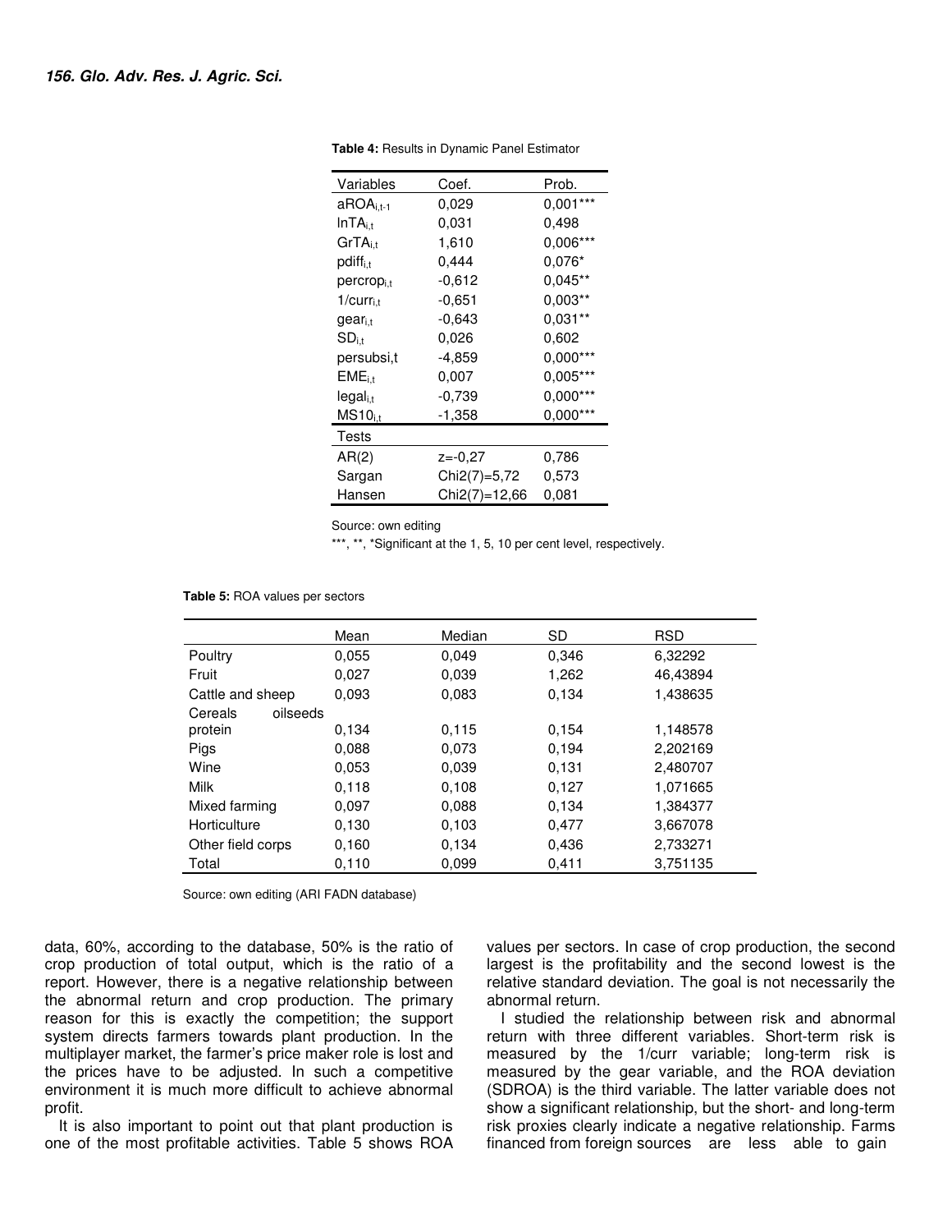**Table 4:** Results in Dynamic Panel Estimator

| Variables | Coef. | Prob. |
|---|---|---|
| $aROA_{i,t-1}$ | 0,029 | 0,001*** |
| $lnTA_{i,t}$ | 0,031 | 0,498 |
| $GrTA_{i,t}$ | 1,610 | 0,006*** |
| $pdiff_{i,t}$ | 0,444 | 0,076* |
| $percrop_{i,t}$ | -0,612 | 0,045** |
| $1/curr_{i,t}$ | -0,651 | 0,003** |
| $gear_{i,t}$ | -0,643 | 0,031** |
| $SD_{i,t}$ | 0,026 | 0,602 |
| persubsi,t | -4,859 | 0,000*** |
| $EME_{i,t}$ | 0,007 | 0,005*** |
| $legal_{i,t}$ | -0,739 | 0,000*** |
| $MS10_{i,t}$ | -1,358 | 0,000*** |
| **Tests** | | |
| AR(2) | z=-0,27 | 0,786 |
| Sargan | Chi2(7)=5,72 | 0,573 |
| Hansen | Chi2(7)=12,66 | 0,081 |

Source: own editing

***, **, *Significant at the 1, 5, 10 per cent level, respectively.

**Table 5:** ROA values per sectors

| | Mean | Median | SD | RSD |
|---|---|---|---|---|
| Poultry | 0,055 | 0,049 | 0,346 | 6,32292 |
| Fruit | 0,027 | 0,039 | 1,262 | 46,43894 |
| Cattle and sheep | 0,093 | 0,083 | 0,134 | 1,438635 |
| Cereals oilseeds protein | 0,134 | 0,115 | 0,154 | 1,148578 |
| Pigs | 0,088 | 0,073 | 0,194 | 2,202169 |
| Wine | 0,053 | 0,039 | 0,131 | 2,480707 |
| Milk | 0,118 | 0,108 | 0,127 | 1,071665 |
| Mixed farming | 0,097 | 0,088 | 0,134 | 1,384377 |
| Horticulture | 0,130 | 0,103 | 0,477 | 3,667078 |
| Other field corps | 0,160 | 0,134 | 0,436 | 2,733271 |
| Total | 0,110 | 0,099 | 0,411 | 3,751135 |

Source: own editing (ARI FADN database)

data, 60%, according to the database, 50% is the ratio of crop production of total output, which is the ratio of a report. However, there is a negative relationship between the abnormal return and crop production. The primary reason for this is exactly the competition; the support system directs farmers towards plant production. In the multiplayer market, the farmer's price maker role is lost and the prices have to be adjusted. In such a competitive environment it is much more difficult to achieve abnormal profit.

It is also important to point out that plant production is one of the most profitable activities. Table 5 shows ROA values per sectors. In case of crop production, the second largest is the profitability and the second lowest is the relative standard deviation. The goal is not necessarily the abnormal return.

I studied the relationship between risk and abnormal return with three different variables. Short-term risk is measured by the 1/curr variable; long-term risk is measured by the gear variable, and the ROA deviation (SDROA) is the third variable. The latter variable does not show a significant relationship, but the short- and long-term risk proxies clearly indicate a negative relationship. Farms financed from foreign sources are less able to gain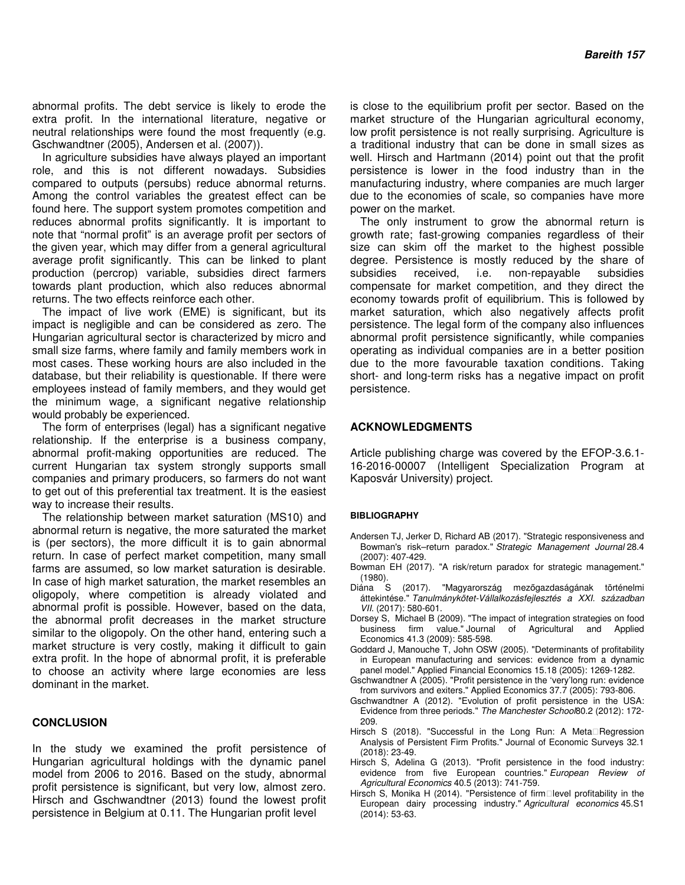abnormal profits. The debt service is likely to erode the extra profit. In the international literature, negative or neutral relationships were found the most frequently (e.g. Gschwandtner (2005), Andersen et al. (2007)).

In agriculture subsidies have always played an important role, and this is not different nowadays. Subsidies compared to outputs (persubs) reduce abnormal returns. Among the control variables the greatest effect can be found here. The support system promotes competition and reduces abnormal profits significantly. It is important to note that "normal profit" is an average profit per sectors of the given year, which may differ from a general agricultural average profit significantly. This can be linked to plant production (percrop) variable, subsidies direct farmers towards plant production, which also reduces abnormal returns. The two effects reinforce each other.

The impact of live work (EME) is significant, but its impact is negligible and can be considered as zero. The Hungarian agricultural sector is characterized by micro and small size farms, where family and family members work in most cases. These working hours are also included in the database, but their reliability is questionable. If there were employees instead of family members, and they would get the minimum wage, a significant negative relationship would probably be experienced.

The form of enterprises (legal) has a significant negative relationship. If the enterprise is a business company, abnormal profit-making opportunities are reduced. The current Hungarian tax system strongly supports small companies and primary producers, so farmers do not want to get out of this preferential tax treatment. It is the easiest way to increase their results.

The relationship between market saturation (MS10) and abnormal return is negative, the more saturated the market is (per sectors), the more difficult it is to gain abnormal return. In case of perfect market competition, many small farms are assumed, so low market saturation is desirable. In case of high market saturation, the market resembles an oligopoly, where competition is already violated and abnormal profit is possible. However, based on the data, the abnormal profit decreases in the market structure similar to the oligopoly. On the other hand, entering such a market structure is very costly, making it difficult to gain extra profit. In the hope of abnormal profit, it is preferable to choose an activity where large economies are less dominant in the market.

## CONCLUSION

In the study we examined the profit persistence of Hungarian agricultural holdings with the dynamic panel model from 2006 to 2016. Based on the study, abnormal profit persistence is significant, but very low, almost zero. Hirsch and Gschwandtner (2013) found the lowest profit persistence in Belgium at 0.11. The Hungarian profit level is close to the equilibrium profit per sector. Based on the market structure of the Hungarian agricultural economy, low profit persistence is not really surprising. Agriculture is a traditional industry that can be done in small sizes as well. Hirsch and Hartmann (2014) point out that the profit persistence is lower in the food industry than in the manufacturing industry, where companies are much larger due to the economies of scale, so companies have more power on the market.

The only instrument to grow the abnormal return is growth rate; fast-growing companies regardless of their size can skim off the market to the highest possible degree. Persistence is mostly reduced by the share of subsidies received, i.e. non-repayable subsidies compensate for market competition, and they direct the economy towards profit of equilibrium. This is followed by market saturation, which also negatively affects profit persistence. The legal form of the company also influences abnormal profit persistence significantly, while companies operating as individual companies are in a better position due to the more favourable taxation conditions. Taking short- and long-term risks has a negative impact on profit persistence.

## ACKNOWLEDGMENTS

Article publishing charge was covered by the EFOP-3.6.1-16-2016-00007 (Intelligent Specialization Program at Kaposvár University) project.

### BIBLIOGRAPHY

Andersen TJ, Jerker D, Richard AB (2017). "Strategic responsiveness and Bowman's risk–return paradox." *Strategic Management Journal* 28.4 (2007): 407-429.

Bowman EH (2017). "A risk/return paradox for strategic management." (1980).

Diána S (2017). "Magyarország mezőgazdaságának történelmi áttekintése." *Tanulmánykötet-Vállalkozásfejlesztés a XXI. században VII.* (2017): 580-601.

Dorsey S, Michael B (2009). "The impact of integration strategies on food business firm value." Journal of Agricultural and Applied Economics 41.3 (2009): 585-598.

Goddard J, Manouche T, John OSW (2005). "Determinants of profitability in European manufacturing and services: evidence from a dynamic panel model." Applied Financial Economics 15.18 (2005): 1269-1282.

Gschwandtner A (2005). "Profit persistence in the 'very'long run: evidence from survivors and exiters." Applied Economics 37.7 (2005): 793-806.

Gschwandtner A (2012). "Evolution of profit persistence in the USA: Evidence from three periods." *The Manchester School*80.2 (2012): 172-209.

Hirsch S (2018). "Successful in the Long Run: A Meta□Regression Analysis of Persistent Firm Profits." Journal of Economic Surveys 32.1 (2018): 23-49.

Hirsch S, Adelina G (2013). "Profit persistence in the food industry: evidence from five European countries." *European Review of Agricultural Economics* 40.5 (2013): 741-759.

Hirsch S, Monika H (2014). "Persistence of firm□level profitability in the European dairy processing industry." *Agricultural economics* 45.S1 (2014): 53-63.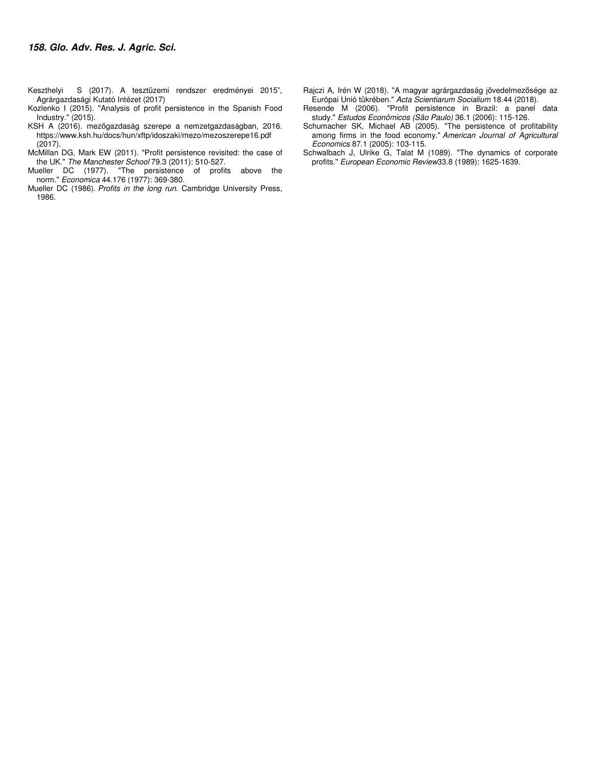Keszthelyi S (2017). A tesztüzemi rendszer eredményei 2015", Agrárgazdasági Kutató Intézet (2017)

Kozlenko I (2015). "Analysis of profit persistence in the Spanish Food Industry." (2015).

KSH A (2016). mezőgazdaság szerepe a nemzetgazdaságban, 2016. https://www.ksh.hu/docs/hun/xftp/idoszaki/mezo/mezoszerepe16.pdf (2017).

McMillan DG, Mark EW (2011). "Profit persistence revisited: the case of the UK." *The Manchester School* 79.3 (2011): 510-527.

Mueller DC (1977). "The persistence of profits above the norm." *Economica* 44.176 (1977): 369-380.

Mueller DC (1986). *Profits in the long run*. Cambridge University Press, 1986.

Rajczi A, Irén W (2018). "A magyar agrárgazdaság jövedelmezősége az Európai Unió tükrében." *Acta Scientiarum Socialium* 18.44 (2018).

Resende M (2006). "Profit persistence in Brazil: a panel data study." *Estudos Econômicos (São Paulo)* 36.1 (2006): 115-126.

Schumacher SK, Michael AB (2005). "The persistence of profitability among firms in the food economy." *American Journal of Agricultural Economics* 87.1 (2005): 103-115.

Schwalbach J, Ulrike G, Talat M (1089). "The dynamics of corporate profits." *European Economic Review*33.8 (1989): 1625-1639.